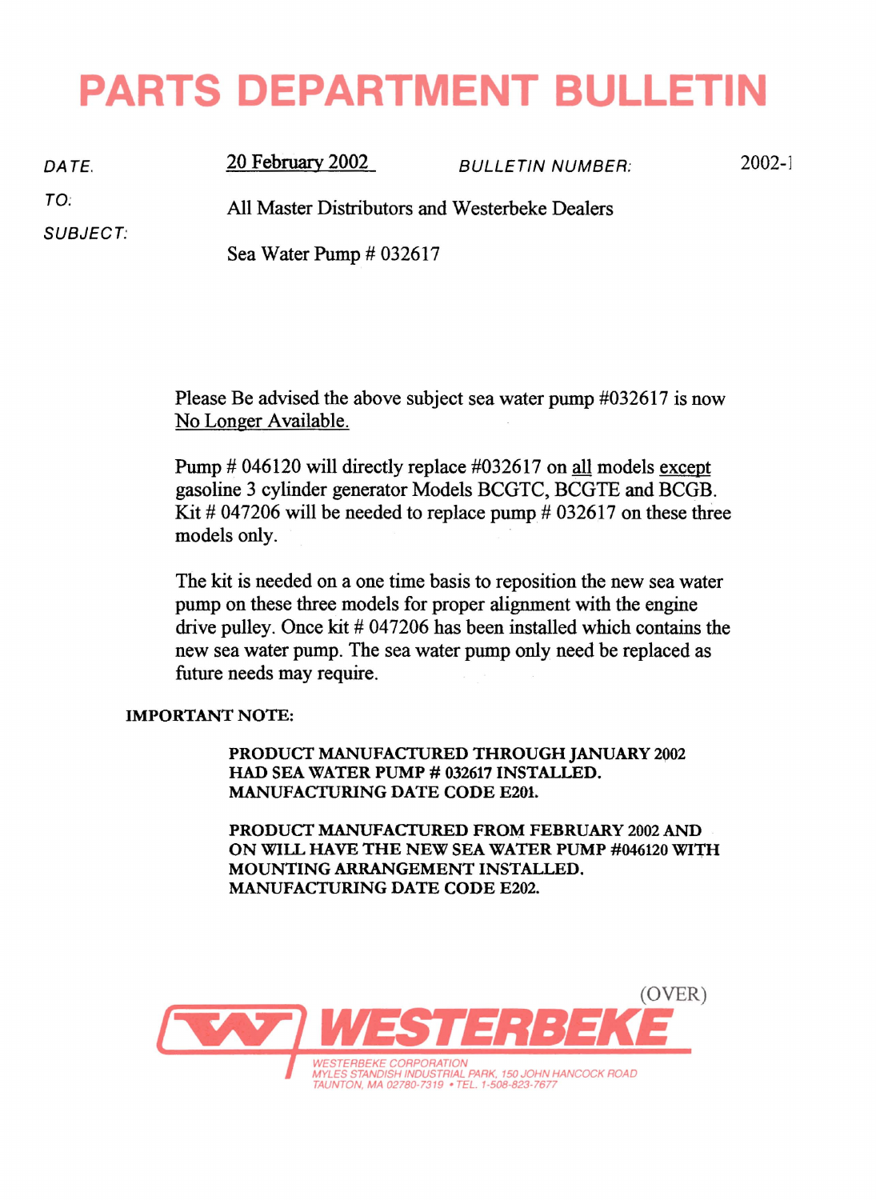# PARTS DEPARTMENT BULLETIN

DATE. 20 February 2002 BULLETIN NUMBER: 2002-1

TO: All Master Distributors and Westerbeke Dealers

SUBJECT: Sea Water Pump # 032617

Please Be advised the above subject sea water pump #032617 is now No Longer Available.

Pump # 046120 will directly replace #032617 on all models except gasoline 3 cylinder generator Models BCGTC, BCGTE and BCGB. Kit # 047206 will be needed to replace pump # 032617 on these three models only.

The kit is needed on a one time basis to reposition the new sea water pump on these three models for proper alignment with the engine drive pulley. Once kit # 047206 has been installed which contains the new sea water pump. The sea water pump only need be replaced as future needs may require.

**IMPORTANT NOTE:**

**PRODUCT MANUFACTURED THROUGH JANUARY 2002 HAD SEA WATER PUMP # 032617 INSTALLED. MANUFACTURING DATE CODE E201.**

**PRODUCT MANUFACTURED FROM FEBRUARY 2002 AND ON WILL HAVE THE NEW SEA WATER PUMP #046120 WITH MOUNTING ARRANGEMENT INSTALLED. MANUFACTURING DATE CODE E202.**

(OVER)

WESTERBEKE

WESTERBEKE CORPORATION
MYLES STANDISH INDUSTRIAL PARK, 150 JOHN HANCOCK ROAD
TAUNTON, MA 02780-7319 • TEL. 1-508-823-7677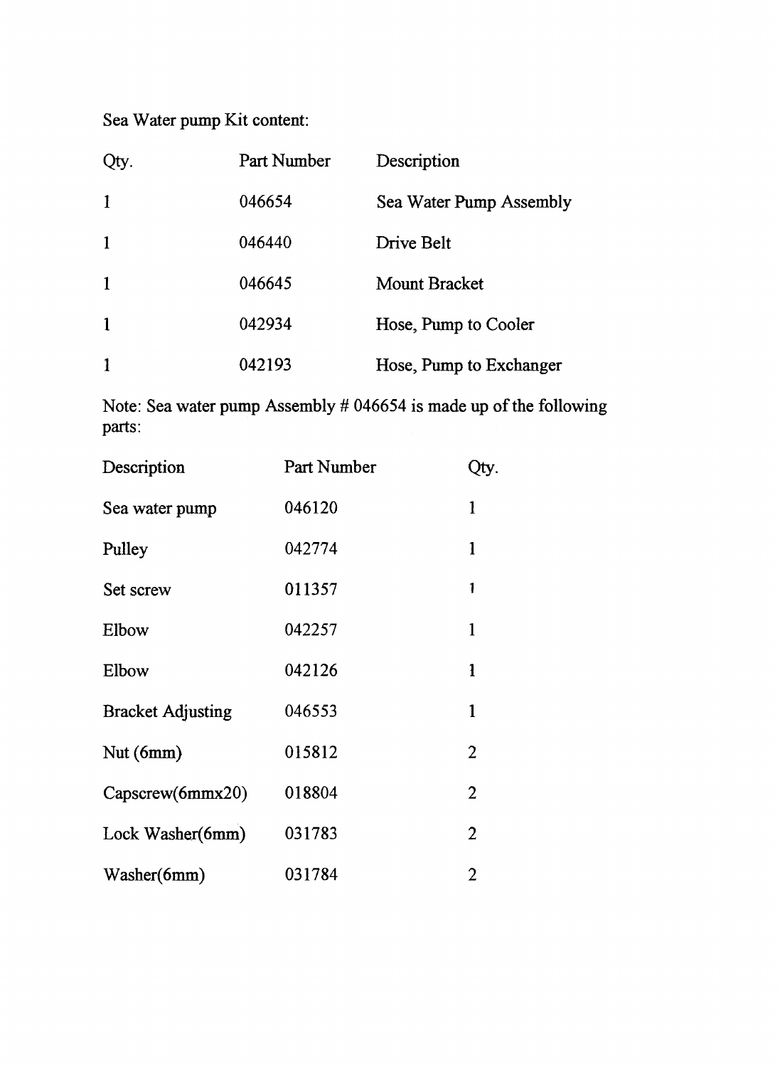Sea Water pump Kit content:

| Qty. | Part Number | Description |
|---|---|---|
| 1 | 046654 | Sea Water Pump Assembly |
| 1 | 046440 | Drive Belt |
| 1 | 046645 | Mount Bracket |
| 1 | 042934 | Hose, Pump to Cooler |
| 1 | 042193 | Hose, Pump to Exchanger |

Note: Sea water pump Assembly # 046654 is made up of the following parts:

| Description | Part Number | Qty. |
|---|---|---|
| Sea water pump | 046120 | 1 |
| Pulley | 042774 | 1 |
| Set screw | 011357 | 1 |
| Elbow | 042257 | 1 |
| Elbow | 042126 | 1 |
| Bracket Adjusting | 046553 | 1 |
| Nut (6mm) | 015812 | 2 |
| Capscrew(6mmx20) | 018804 | 2 |
| Lock Washer(6mm) | 031783 | 2 |
| Washer(6mm) | 031784 | 2 |